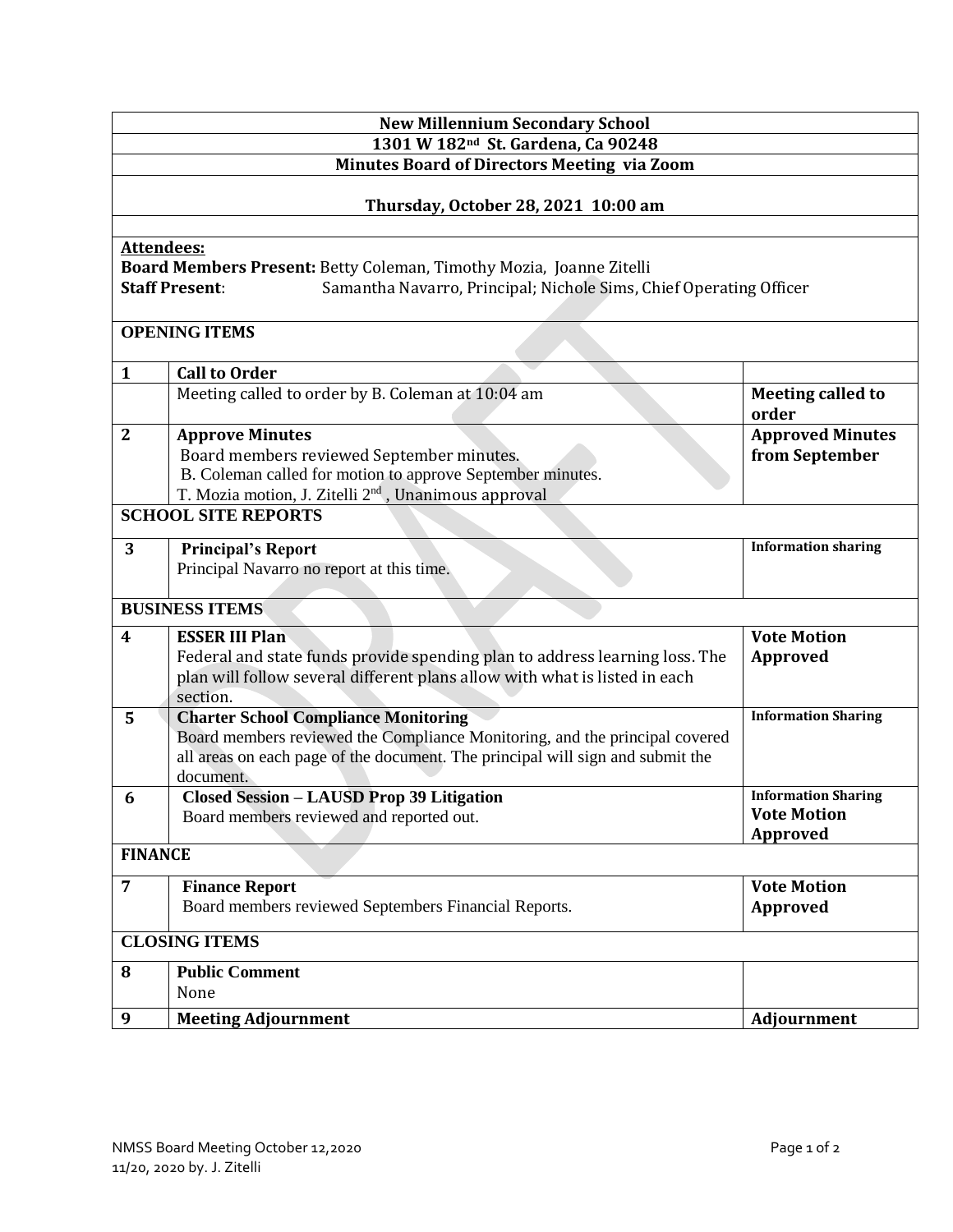**New Millennium Secondary School**

**1301 W 182nd St. Gardena, Ca 90248**

**Minutes Board of Directors Meeting via Zoom**

**Thursday, October 28, 2021 10:00 am**

**Attendees:**

**Board Members Present:** Betty Coleman, Timothy Mozia, Joanne Zitelli

**Staff Present**: Samantha Navarro, Principal; Nichole Sims, Chief Operating Officer

| | | |
|---|---|---|
| **OPENING ITEMS** | | |
| **1** | **Call to Order** | |
| | Meeting called to order by B. Coleman at 10:04 am | **Meeting called to order** |
| **2** | **Approve Minutes**<br>Board members reviewed September minutes.<br>B. Coleman called for motion to approve September minutes.<br>T. Mozia motion, J. Zitelli 2nd, Unanimous approval | **Approved Minutes from September** |
| **SCHOOL SITE REPORTS** | | |
| **3** | **Principal's Report**<br>Principal Navarro no report at this time. | **Information sharing** |
| **BUSINESS ITEMS** | | |
| **4** | **ESSER III Plan**<br>Federal and state funds provide spending plan to address learning loss. The plan will follow several different plans allow with what is listed in each section. | **Vote Motion Approved** |
| **5** | **Charter School Compliance Monitoring**<br>Board members reviewed the Compliance Monitoring, and the principal covered all areas on each page of the document. The principal will sign and submit the document. | **Information Sharing** |
| **6** | **Closed Session – LAUSD Prop 39 Litigation**<br>Board members reviewed and reported out. | **Information Sharing**<br>**Vote Motion Approved** |
| **FINANCE** | | |
| **7** | **Finance Report**<br>Board members reviewed Septembers Financial Reports. | **Vote Motion Approved** |
| **CLOSING ITEMS** | | |
| **8** | **Public Comment**<br>None | |
| **9** | **Meeting Adjournment** | **Adjournment** |

NMSS Board Meeting October 12,2020

11/20, 2020 by. J. Zitelli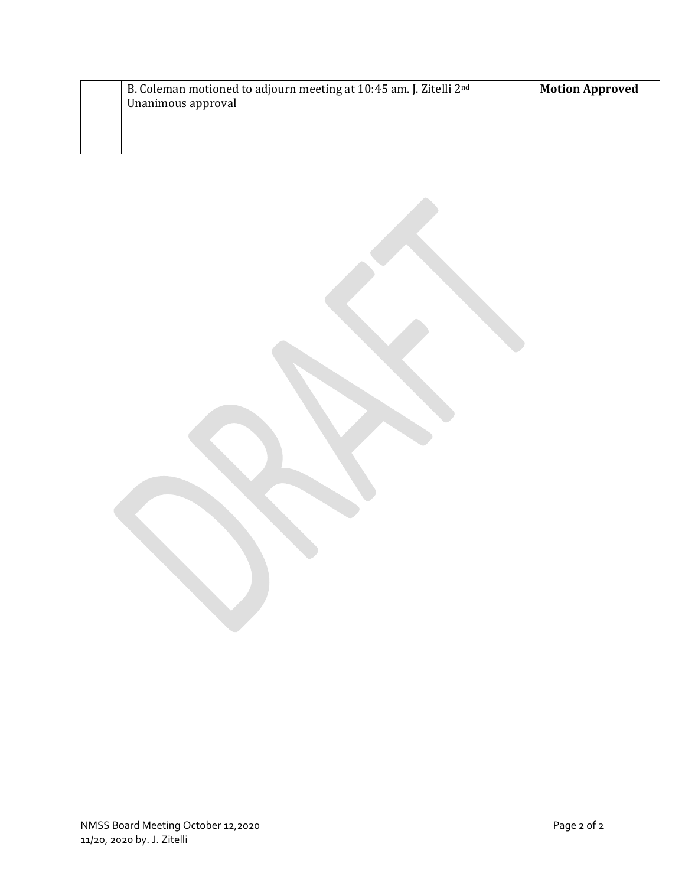| | | |
|---|---|---|
| | B. Coleman motioned to adjourn meeting at 10:45 am. J. Zitelli 2nd<br>Unanimous approval | **Motion Approved** |

DRAFT